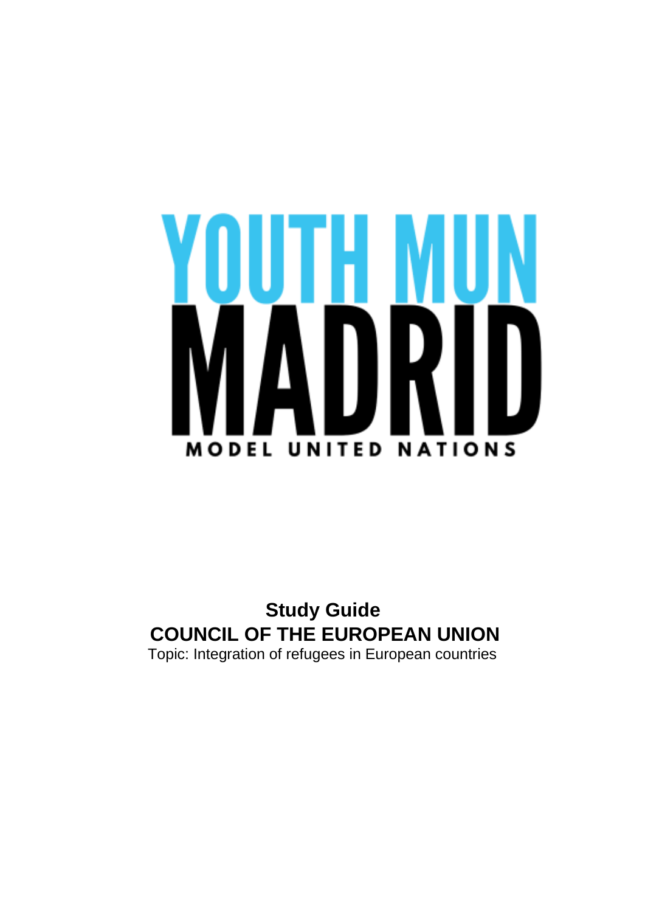YOUTH MUN

MADRID

MODEL UNITED NATIONS

**Study Guide**

**COUNCIL OF THE EUROPEAN UNION**

Topic: Integration of refugees in European countries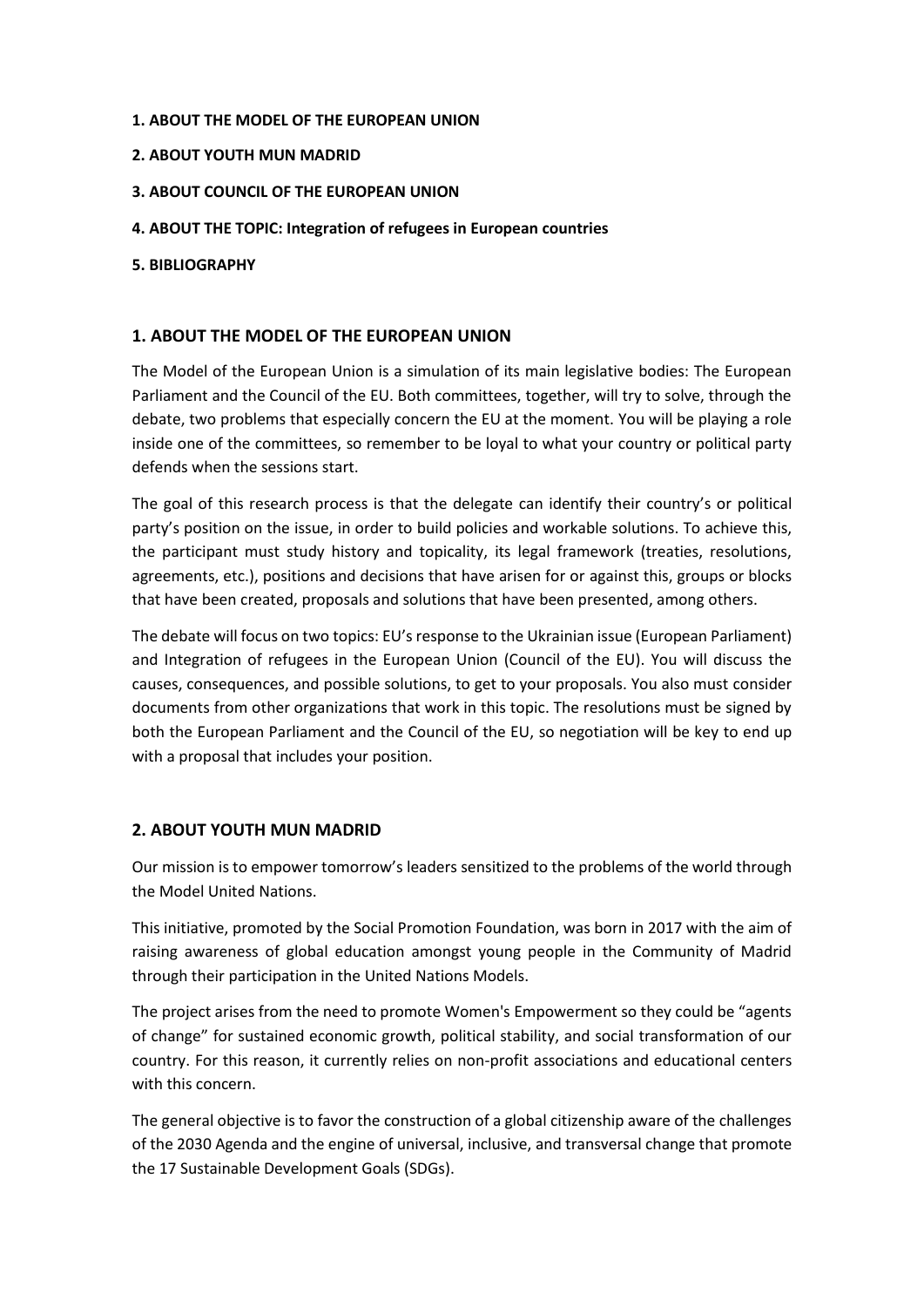**1. ABOUT THE MODEL OF THE EUROPEAN UNION**

**2. ABOUT YOUTH MUN MADRID**

**3. ABOUT COUNCIL OF THE EUROPEAN UNION**

**4. ABOUT THE TOPIC: Integration of refugees in European countries**

**5. BIBLIOGRAPHY**

## 1. ABOUT THE MODEL OF THE EUROPEAN UNION

The Model of the European Union is a simulation of its main legislative bodies: The European Parliament and the Council of the EU. Both committees, together, will try to solve, through the debate, two problems that especially concern the EU at the moment. You will be playing a role inside one of the committees, so remember to be loyal to what your country or political party defends when the sessions start.

The goal of this research process is that the delegate can identify their country's or political party's position on the issue, in order to build policies and workable solutions. To achieve this, the participant must study history and topicality, its legal framework (treaties, resolutions, agreements, etc.), positions and decisions that have arisen for or against this, groups or blocks that have been created, proposals and solutions that have been presented, among others.

The debate will focus on two topics: EU's response to the Ukrainian issue (European Parliament) and Integration of refugees in the European Union (Council of the EU). You will discuss the causes, consequences, and possible solutions, to get to your proposals. You also must consider documents from other organizations that work in this topic. The resolutions must be signed by both the European Parliament and the Council of the EU, so negotiation will be key to end up with a proposal that includes your position.

## 2. ABOUT YOUTH MUN MADRID

Our mission is to empower tomorrow's leaders sensitized to the problems of the world through the Model United Nations.

This initiative, promoted by the Social Promotion Foundation, was born in 2017 with the aim of raising awareness of global education amongst young people in the Community of Madrid through their participation in the United Nations Models.

The project arises from the need to promote Women's Empowerment so they could be "agents of change" for sustained economic growth, political stability, and social transformation of our country. For this reason, it currently relies on non-profit associations and educational centers with this concern.

The general objective is to favor the construction of a global citizenship aware of the challenges of the 2030 Agenda and the engine of universal, inclusive, and transversal change that promote the 17 Sustainable Development Goals (SDGs).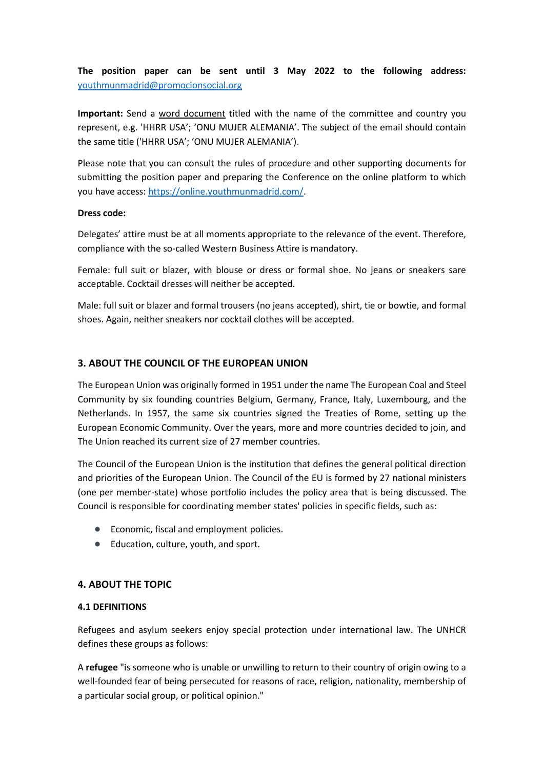**The position paper can be sent until 3 May 2022 to the following address:** [youthmunmadrid@promocionsocial.org](mailto:youthmunmadrid@promocionsocial.org)

**Important:** Send a word document titled with the name of the committee and country you represent, e.g. 'HHRR USA'; 'ONU MUJER ALEMANIA'. The subject of the email should contain the same title ('HHRR USA'; 'ONU MUJER ALEMANIA').

Please note that you can consult the rules of procedure and other supporting documents for submitting the position paper and preparing the Conference on the online platform to which you have access: [https://online.youthmunmadrid.com/](https://online.youthmunmadrid.com/).

**Dress code:**

Delegates' attire must be at all moments appropriate to the relevance of the event. Therefore, compliance with the so-called Western Business Attire is mandatory.

Female: full suit or blazer, with blouse or dress or formal shoe. No jeans or sneakers sare acceptable. Cocktail dresses will neither be accepted.

Male: full suit or blazer and formal trousers (no jeans accepted), shirt, tie or bowtie, and formal shoes. Again, neither sneakers nor cocktail clothes will be accepted.

## 3. ABOUT THE COUNCIL OF THE EUROPEAN UNION

The European Union was originally formed in 1951 under the name The European Coal and Steel Community by six founding countries Belgium, Germany, France, Italy, Luxembourg, and the Netherlands. In 1957, the same six countries signed the Treaties of Rome, setting up the European Economic Community. Over the years, more and more countries decided to join, and The Union reached its current size of 27 member countries.

The Council of the European Union is the institution that defines the general political direction and priorities of the European Union. The Council of the EU is formed by 27 national ministers (one per member-state) whose portfolio includes the policy area that is being discussed. The Council is responsible for coordinating member states' policies in specific fields, such as:

- Economic, fiscal and employment policies.
- Education, culture, youth, and sport.

## 4. ABOUT THE TOPIC

### 4.1 DEFINITIONS

Refugees and asylum seekers enjoy special protection under international law. The UNHCR defines these groups as follows:

A **refugee** "is someone who is unable or unwilling to return to their country of origin owing to a well-founded fear of being persecuted for reasons of race, religion, nationality, membership of a particular social group, or political opinion."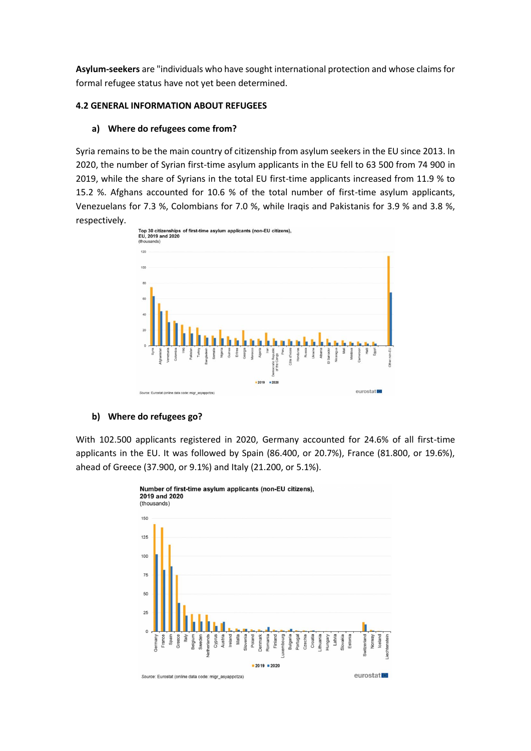**Asylum-seekers** are "individuals who have sought international protection and whose claims for formal refugee status have not yet been determined.

#### 4.2 GENERAL INFORMATION ABOUT REFUGEES

##### a) Where do refugees come from?

Syria remains to be the main country of citizenship from asylum seekers in the EU since 2013. In 2020, the number of Syrian first-time asylum applicants in the EU fell to 63 500 from 74 900 in 2019, while the share of Syrians in the total EU first-time applicants increased from 11.9 % to 15.2 %. Afghans accounted for 10.6 % of the total number of first-time asylum applicants, Venezuelans for 7.3 %, Colombians for 7.0 %, while Iraqis and Pakistanis for 3.9 % and 3.8 %, respectively.

Top 30 citizenships of first-time asylum applicants (non-EU citizens), EU, 2019 and 2020
(thousands)

Source: Eurostat (online data code: migr_asyappctza)

##### b) Where do refugees go?

With 102.500 applicants registered in 2020, Germany accounted for 24.6% of all first-time applicants in the EU. It was followed by Spain (86.400, or 20.7%), France (81.800, or 19.6%), ahead of Greece (37.900, or 9.1%) and Italy (21.200, or 5.1%).

Number of first-time asylum applicants (non-EU citizens), 2019 and 2020
(thousands)

Source: Eurostat (online data code: migr_asyappctza)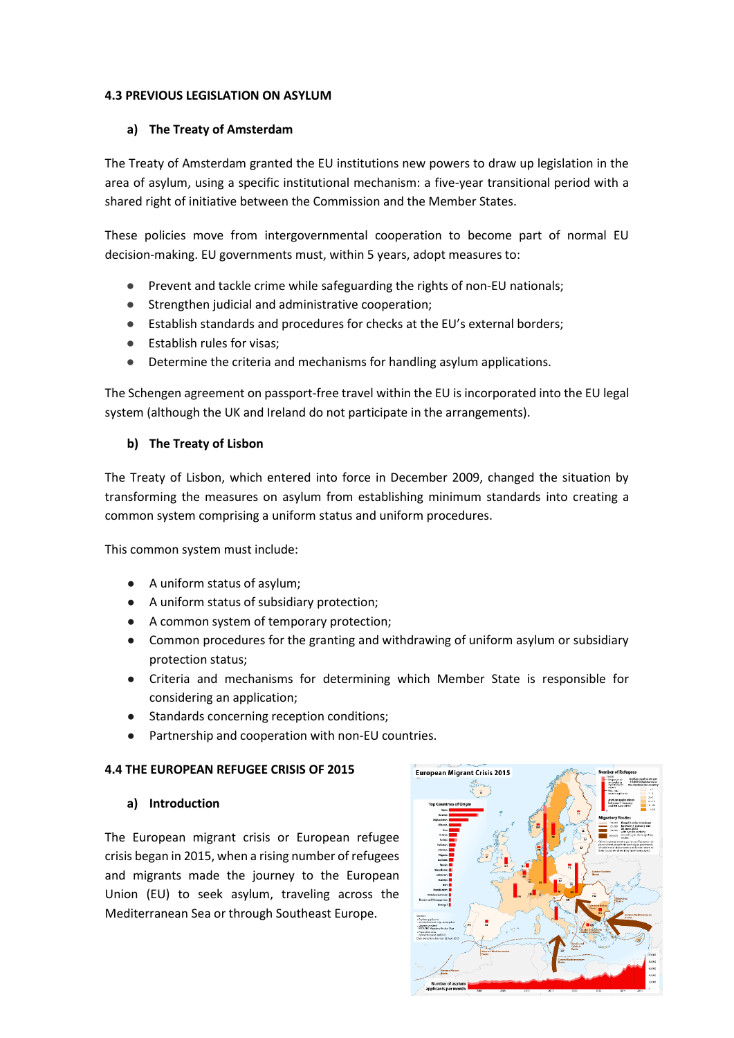### 4.3 PREVIOUS LEGISLATION ON ASYLUM

#### a) The Treaty of Amsterdam

The Treaty of Amsterdam granted the EU institutions new powers to draw up legislation in the area of asylum, using a specific institutional mechanism: a five-year transitional period with a shared right of initiative between the Commission and the Member States.

These policies move from intergovernmental cooperation to become part of normal EU decision-making. EU governments must, within 5 years, adopt measures to:

- Prevent and tackle crime while safeguarding the rights of non-EU nationals;
- Strengthen judicial and administrative cooperation;
- Establish standards and procedures for checks at the EU's external borders;
- Establish rules for visas;
- Determine the criteria and mechanisms for handling asylum applications.

The Schengen agreement on passport-free travel within the EU is incorporated into the EU legal system (although the UK and Ireland do not participate in the arrangements).

#### b) The Treaty of Lisbon

The Treaty of Lisbon, which entered into force in December 2009, changed the situation by transforming the measures on asylum from establishing minimum standards into creating a common system comprising a uniform status and uniform procedures.

This common system must include:

- A uniform status of asylum;
- A uniform status of subsidiary protection;
- A common system of temporary protection;
- Common procedures for the granting and withdrawing of uniform asylum or subsidiary protection status;
- Criteria and mechanisms for determining which Member State is responsible for considering an application;
- Standards concerning reception conditions;
- Partnership and cooperation with non-EU countries.

### 4.4 THE EUROPEAN REFUGEE CRISIS OF 2015

#### a) Introduction

The European migrant crisis or European refugee crisis began in 2015, when a rising number of refugees and migrants made the journey to the European Union (EU) to seek asylum, traveling across the Mediterranean Sea or through Southeast Europe.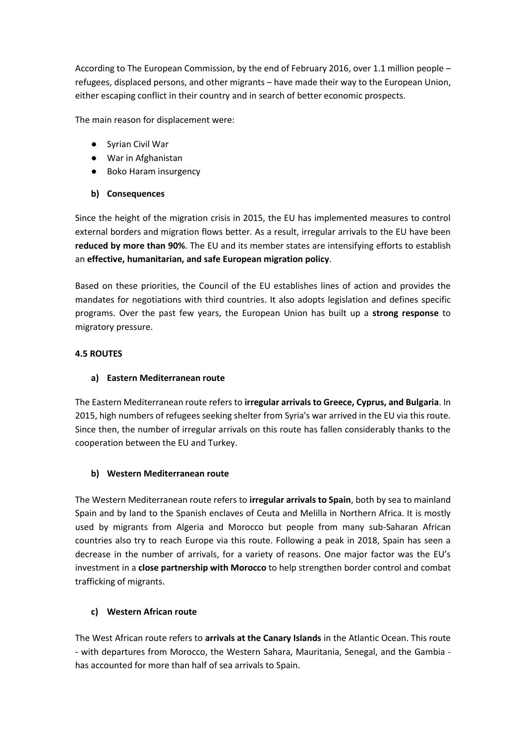According to The European Commission, by the end of February 2016, over 1.1 million people – refugees, displaced persons, and other migrants – have made their way to the European Union, either escaping conflict in their country and in search of better economic prospects.

The main reason for displacement were:

- Syrian Civil War
- War in Afghanistan
- Boko Haram insurgency

### b) Consequences

Since the height of the migration crisis in 2015, the EU has implemented measures to control external borders and migration flows better. As a result, irregular arrivals to the EU have been **reduced by more than 90%**. The EU and its member states are intensifying efforts to establish an **effective, humanitarian, and safe European migration policy**.

Based on these priorities, the Council of the EU establishes lines of action and provides the mandates for negotiations with third countries. It also adopts legislation and defines specific programs. Over the past few years, the European Union has built up a **strong response** to migratory pressure.

## 4.5 ROUTES

### a) Eastern Mediterranean route

The Eastern Mediterranean route refers to **irregular arrivals to Greece, Cyprus, and Bulgaria**. In 2015, high numbers of refugees seeking shelter from Syria's war arrived in the EU via this route. Since then, the number of irregular arrivals on this route has fallen considerably thanks to the cooperation between the EU and Turkey.

### b) Western Mediterranean route

The Western Mediterranean route refers to **irregular arrivals to Spain**, both by sea to mainland Spain and by land to the Spanish enclaves of Ceuta and Melilla in Northern Africa. It is mostly used by migrants from Algeria and Morocco but people from many sub-Saharan African countries also try to reach Europe via this route. Following a peak in 2018, Spain has seen a decrease in the number of arrivals, for a variety of reasons. One major factor was the EU's investment in a **close partnership with Morocco** to help strengthen border control and combat trafficking of migrants.

### c) Western African route

The West African route refers to **arrivals at the Canary Islands** in the Atlantic Ocean. This route - with departures from Morocco, the Western Sahara, Mauritania, Senegal, and the Gambia - has accounted for more than half of sea arrivals to Spain.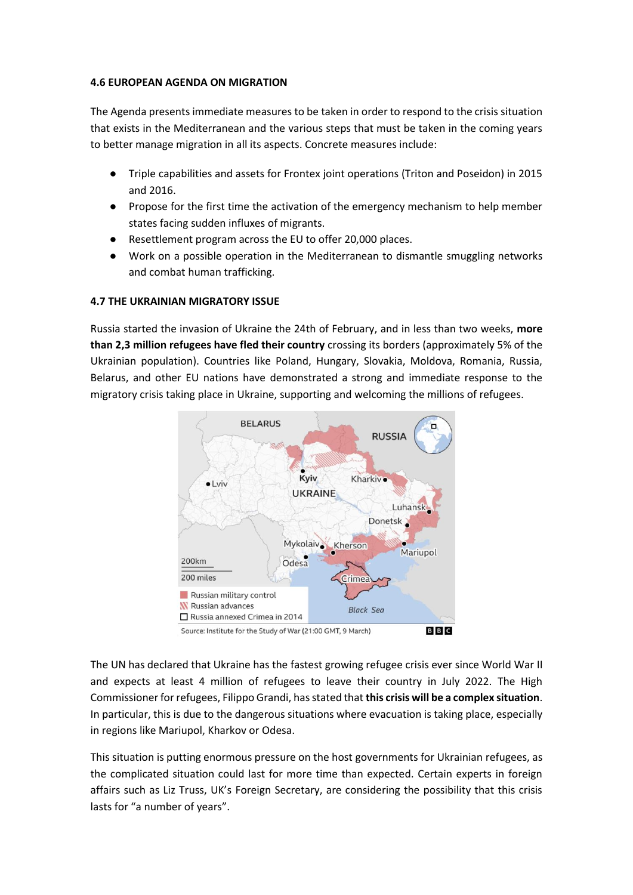#### 4.6 EUROPEAN AGENDA ON MIGRATION

The Agenda presents immediate measures to be taken in order to respond to the crisis situation that exists in the Mediterranean and the various steps that must be taken in the coming years to better manage migration in all its aspects. Concrete measures include:

- Triple capabilities and assets for Frontex joint operations (Triton and Poseidon) in 2015 and 2016.
- Propose for the first time the activation of the emergency mechanism to help member states facing sudden influxes of migrants.
- Resettlement program across the EU to offer 20,000 places.
- Work on a possible operation in the Mediterranean to dismantle smuggling networks and combat human trafficking.

#### 4.7 THE UKRAINIAN MIGRATORY ISSUE

Russia started the invasion of Ukraine the 24th of February, and in less than two weeks, **more than 2,3 million refugees have fled their country** crossing its borders (approximately 5% of the Ukrainian population). Countries like Poland, Hungary, Slovakia, Moldova, Romania, Russia, Belarus, and other EU nations have demonstrated a strong and immediate response to the migratory crisis taking place in Ukraine, supporting and welcoming the millions of refugees.

The UN has declared that Ukraine has the fastest growing refugee crisis ever since World War II and expects at least 4 million of refugees to leave their country in July 2022. The High Commissioner for refugees, Filippo Grandi, has stated that **this crisis will be a complex situation**. In particular, this is due to the dangerous situations where evacuation is taking place, especially in regions like Mariupol, Kharkov or Odesa.

This situation is putting enormous pressure on the host governments for Ukrainian refugees, as the complicated situation could last for more time than expected. Certain experts in foreign affairs such as Liz Truss, UK's Foreign Secretary, are considering the possibility that this crisis lasts for "a number of years".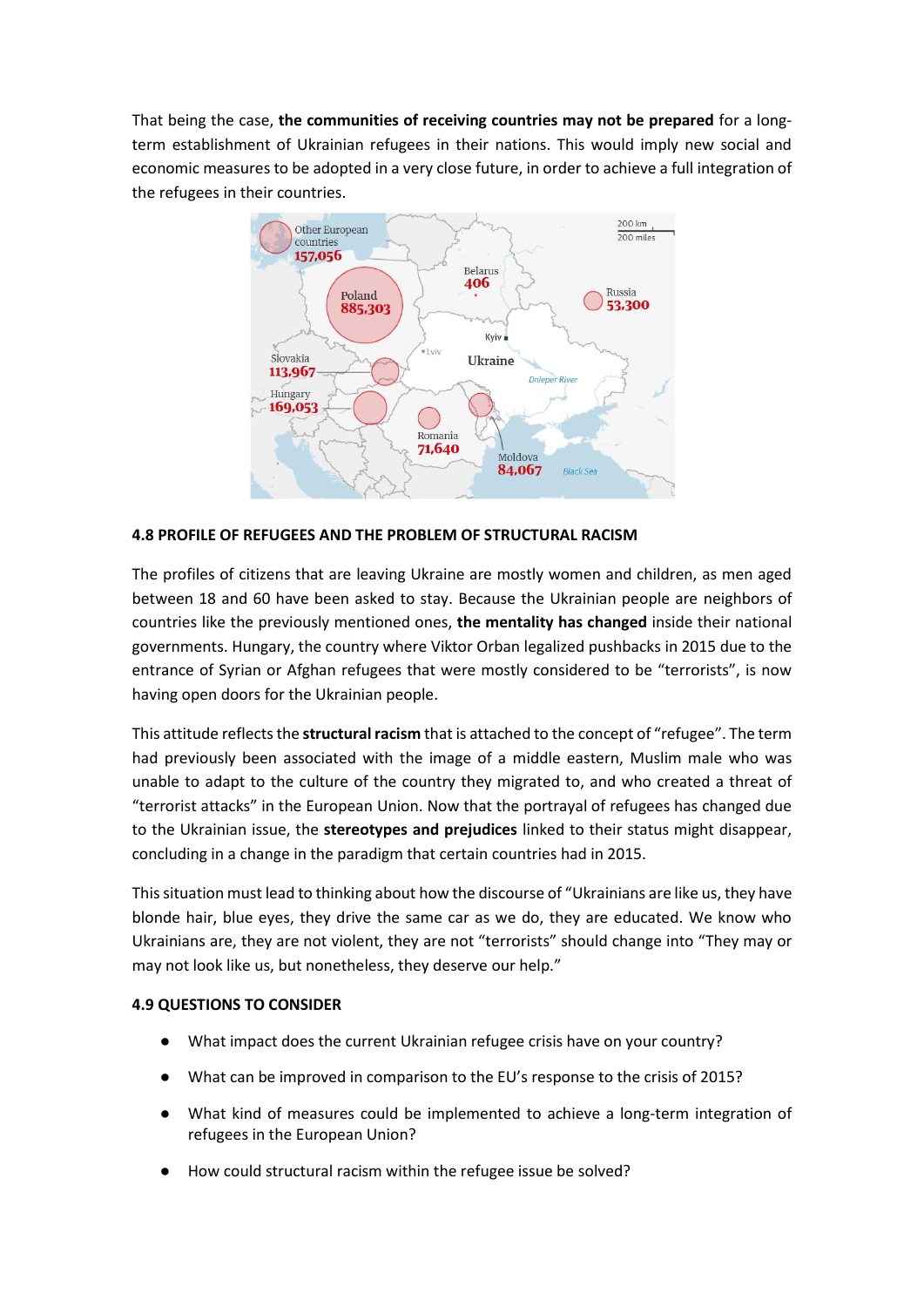That being the case, **the communities of receiving countries may not be prepared** for a long-term establishment of Ukrainian refugees in their nations. This would imply new social and economic measures to be adopted in a very close future, in order to achieve a full integration of the refugees in their countries.

### 4.8 PROFILE OF REFUGEES AND THE PROBLEM OF STRUCTURAL RACISM

The profiles of citizens that are leaving Ukraine are mostly women and children, as men aged between 18 and 60 have been asked to stay. Because the Ukrainian people are neighbors of countries like the previously mentioned ones, **the mentality has changed** inside their national governments. Hungary, the country where Viktor Orban legalized pushbacks in 2015 due to the entrance of Syrian or Afghan refugees that were mostly considered to be "terrorists", is now having open doors for the Ukrainian people.

This attitude reflects the **structural racism** that is attached to the concept of "refugee". The term had previously been associated with the image of a middle eastern, Muslim male who was unable to adapt to the culture of the country they migrated to, and who created a threat of "terrorist attacks" in the European Union. Now that the portrayal of refugees has changed due to the Ukrainian issue, the **stereotypes and prejudices** linked to their status might disappear, concluding in a change in the paradigm that certain countries had in 2015.

This situation must lead to thinking about how the discourse of "Ukrainians are like us, they have blonde hair, blue eyes, they drive the same car as we do, they are educated. We know who Ukrainians are, they are not violent, they are not "terrorists" should change into "They may or may not look like us, but nonetheless, they deserve our help."

### 4.9 QUESTIONS TO CONSIDER

- What impact does the current Ukrainian refugee crisis have on your country?
- What can be improved in comparison to the EU's response to the crisis of 2015?
- What kind of measures could be implemented to achieve a long-term integration of refugees in the European Union?
- How could structural racism within the refugee issue be solved?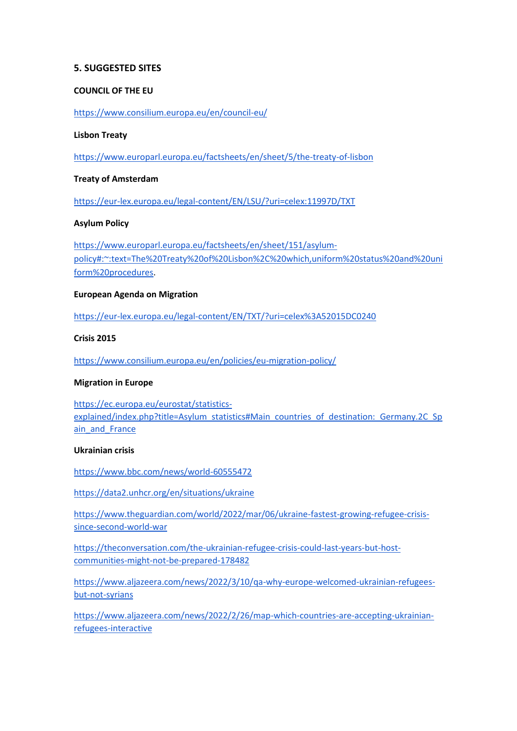## 5. SUGGESTED SITES

**COUNCIL OF THE EU**

https://www.consilium.europa.eu/en/council-eu/

**Lisbon Treaty**

https://www.europarl.europa.eu/factsheets/en/sheet/5/the-treaty-of-lisbon

**Treaty of Amsterdam**

https://eur-lex.europa.eu/legal-content/EN/LSU/?uri=celex:11997D/TXT

**Asylum Policy**

https://www.europarl.europa.eu/factsheets/en/sheet/151/asylum-policy#:~:text=The%20Treaty%20of%20Lisbon%2C%20which,uniform%20status%20and%20uniform%20procedures.

**European Agenda on Migration**

https://eur-lex.europa.eu/legal-content/EN/TXT/?uri=celex%3A52015DC0240

**Crisis 2015**

https://www.consilium.europa.eu/en/policies/eu-migration-policy/

**Migration in Europe**

https://ec.europa.eu/eurostat/statistics-explained/index.php?title=Asylum_statistics#Main_countries_of_destination:_Germany.2C_Spain_and_France

**Ukrainian crisis**

https://www.bbc.com/news/world-60555472

https://data2.unhcr.org/en/situations/ukraine

https://www.theguardian.com/world/2022/mar/06/ukraine-fastest-growing-refugee-crisis-since-second-world-war

https://theconversation.com/the-ukrainian-refugee-crisis-could-last-years-but-host-communities-might-not-be-prepared-178482

https://www.aljazeera.com/news/2022/3/10/qa-why-europe-welcomed-ukrainian-refugees-but-not-syrians

https://www.aljazeera.com/news/2022/2/26/map-which-countries-are-accepting-ukrainian-refugees-interactive